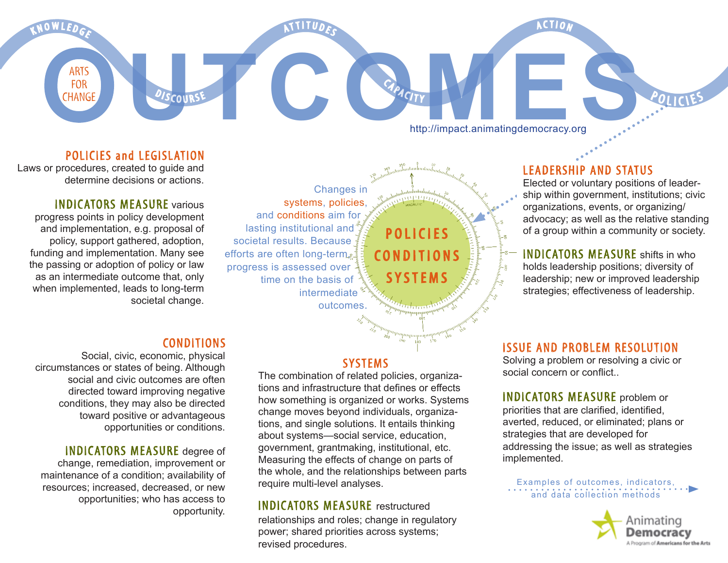# OUTCOMES

KNOWLEDGE · DISCOURSE · ATTITUDES · CAPACITY · ACTION · POLICIES

ARTS FOR CHANGE

http://impact.animatingdemocracy.org

Changes in systems, policies, and conditions aim for lasting institutional and societal results. Because efforts are often long-term, progress is assessed over time on the basis of intermediate outcomes.

**POLICIES CONDITIONS SYSTEMS**

## POLICIES and LEGISLATION

Laws or procedures, created to guide and determine decisions or actions.

**INDICATORS MEASURE** various progress points in policy development and implementation, e.g. proposal of policy, support gathered, adoption, funding and implementation. Many see the passing or adoption of policy or law as an intermediate outcome that, only when implemented, leads to long-term societal change.

## CONDITIONS

Social, civic, economic, physical circumstances or states of being. Although social and civic outcomes are often directed toward improving negative conditions, they may also be directed toward positive or advantageous opportunities or conditions.

**INDICATORS MEASURE** degree of change, remediation, improvement or maintenance of a condition; availability of resources; increased, decreased, or new opportunities; who has access to opportunity.

## SYSTEMS

The combination of related policies, organizations and infrastructure that defines or effects how something is organized or works. Systems change moves beyond individuals, organizations, and single solutions. It entails thinking about systems—social service, education, government, grantmaking, institutional, etc. Measuring the effects of change on parts of the whole, and the relationships between parts require multi-level analyses.

**INDICATORS MEASURE** restructured relationships and roles; change in regulatory power; shared priorities across systems; revised procedures.

## LEADERSHIP AND STATUS

Elected or voluntary positions of leadership within government, institutions; civic organizations, events, or organizing/ advocacy; as well as the relative standing of a group within a community or society.

**INDICATORS MEASURE** shifts in who holds leadership positions; diversity of leadership; new or improved leadership strategies; effectiveness of leadership.

## ISSUE AND PROBLEM RESOLUTION

Solving a problem or resolving a civic or social concern or conflict..

**INDICATORS MEASURE** problem or priorities that are clarified, identified, averted, reduced, or eliminated; plans or strategies that are developed for addressing the issue; as well as strategies implemented.

Examples of outcomes, indicators, and data collection methods →

Animating Democracy
A Program of Americans for the Arts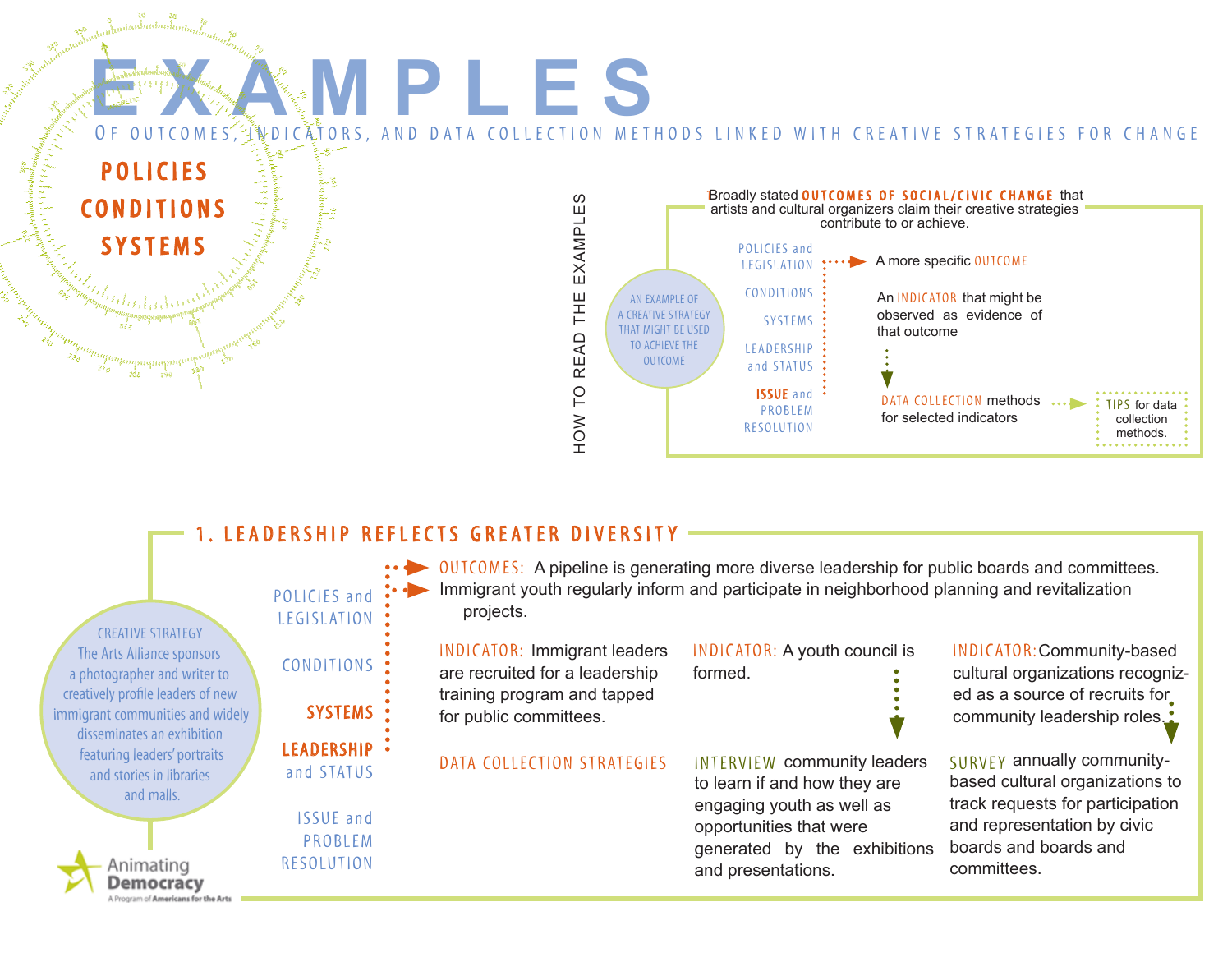# EXAMPLES

OF OUTCOMES, INDICATORS, AND DATA COLLECTION METHODS LINKED WITH CREATIVE STRATEGIES FOR CHANGE

**POLICIES**
**CONDITIONS**
**SYSTEMS**

## HOW TO READ THE EXAMPLES

Broadly stated **OUTCOMES OF SOCIAL/CIVIC CHANGE** that artists and cultural organizers claim their creative strategies contribute to or achieve.

AN EXAMPLE OF A CREATIVE STRATEGY THAT MIGHT BE USED TO ACHIEVE THE OUTCOME

- POLICIES and LEGISLATION
- CONDITIONS
- SYSTEMS
- LEADERSHIP and STATUS
- **ISSUE** and PROBLEM RESOLUTION

A more specific OUTCOME

An INDICATOR that might be observed as evidence of that outcome

DATA COLLECTION methods for selected indicators

TIPS for data collection methods.

## 1. LEADERSHIP REFLECTS GREATER DIVERSITY

CREATIVE STRATEGY
The Arts Alliance sponsors a photographer and writer to creatively profile leaders of new immigrant communities and widely disseminates an exhibition featuring leaders' portraits and stories in libraries and malls.

- POLICIES and LEGISLATION
- CONDITIONS
- **SYSTEMS**
- **LEADERSHIP** and STATUS
- ISSUE and PROBLEM RESOLUTION

OUTCOMES: A pipeline is generating more diverse leadership for public boards and committees.
Immigrant youth regularly inform and participate in neighborhood planning and revitalization projects.

INDICATOR: Immigrant leaders are recruited for a leadership training program and tapped for public committees.

INDICATOR: A youth council is formed.

INDICATOR: Community-based cultural organizations recognized as a source of recruits for community leadership roles.

DATA COLLECTION STRATEGIES

INTERVIEW community leaders to learn if and how they are engaging youth as well as opportunities that were generated by the exhibitions and presentations.

SURVEY annually community-based cultural organizations to track requests for participation and representation by civic boards and boards and committees.

Animating Democracy
A Program of Americans for the Arts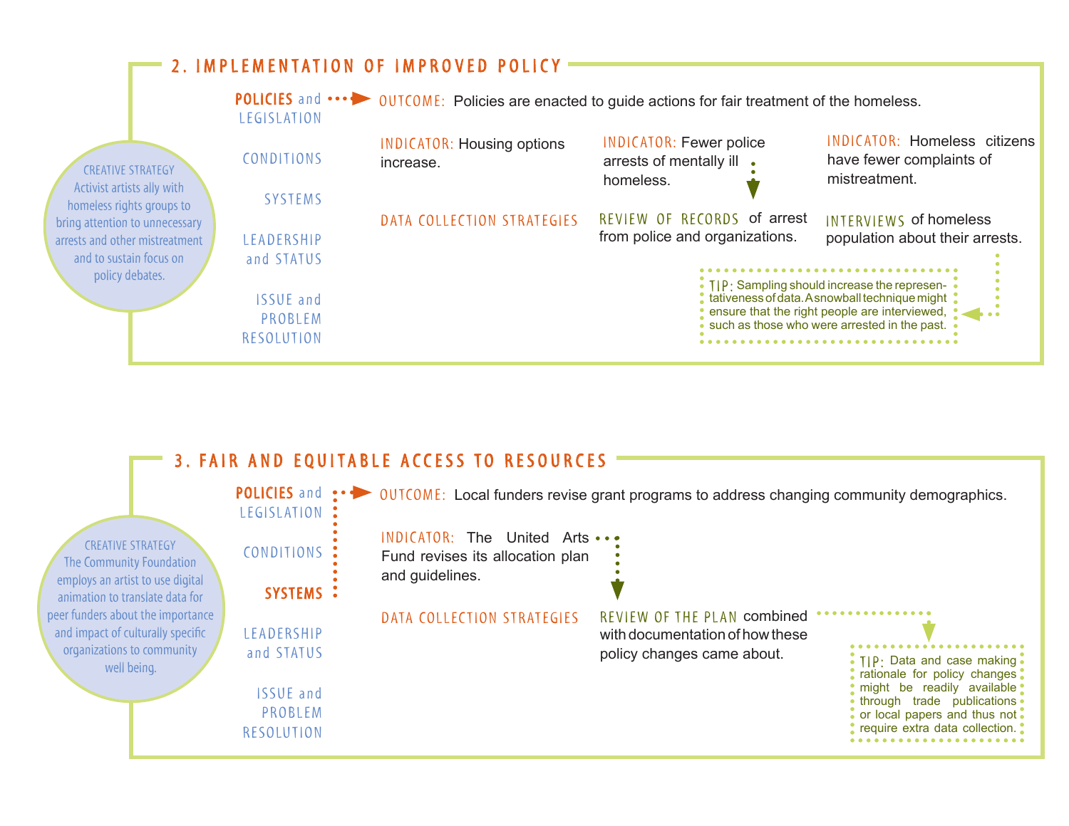## 2. IMPLEMENTATION OF IMPROVED POLICY

**CREATIVE STRATEGY**
Activist artists ally with homeless rights groups to bring attention to unnecessary arrests and other mistreatment and to sustain focus on policy debates.

- **POLICIES and LEGISLATION**
- CONDITIONS
- SYSTEMS
- LEADERSHIP and STATUS
- ISSUE and PROBLEM RESOLUTION

**OUTCOME:** Policies are enacted to guide actions for fair treatment of the homeless.

**INDICATOR:** Housing options increase.

**INDICATOR:** Fewer police arrests of mentally ill homeless.

**INDICATOR:** Homeless citizens have fewer complaints of mistreatment.

**DATA COLLECTION STRATEGIES**

- **REVIEW OF RECORDS** of arrest from police and organizations.
- **INTERVIEWS** of homeless population about their arrests.

**TIP:** Sampling should increase the representativeness of data. A snowball technique might ensure that the right people are interviewed, such as those who were arrested in the past.

## 3. FAIR AND EQUITABLE ACCESS TO RESOURCES

**CREATIVE STRATEGY**
The Community Foundation employs an artist to use digital animation to translate data for peer funders about the importance and impact of culturally specific organizations to community well being.

- **POLICIES and LEGISLATION**
- CONDITIONS
- **SYSTEMS**
- LEADERSHIP and STATUS
- ISSUE and PROBLEM RESOLUTION

**OUTCOME:** Local funders revise grant programs to address changing community demographics.

**INDICATOR:** The United Arts Fund revises its allocation plan and guidelines.

**DATA COLLECTION STRATEGIES**

- **REVIEW OF THE PLAN** combined with documentation of how these policy changes came about.

**TIP:** Data and case making rationale for policy changes might be readily available through trade publications or local papers and thus not require extra data collection.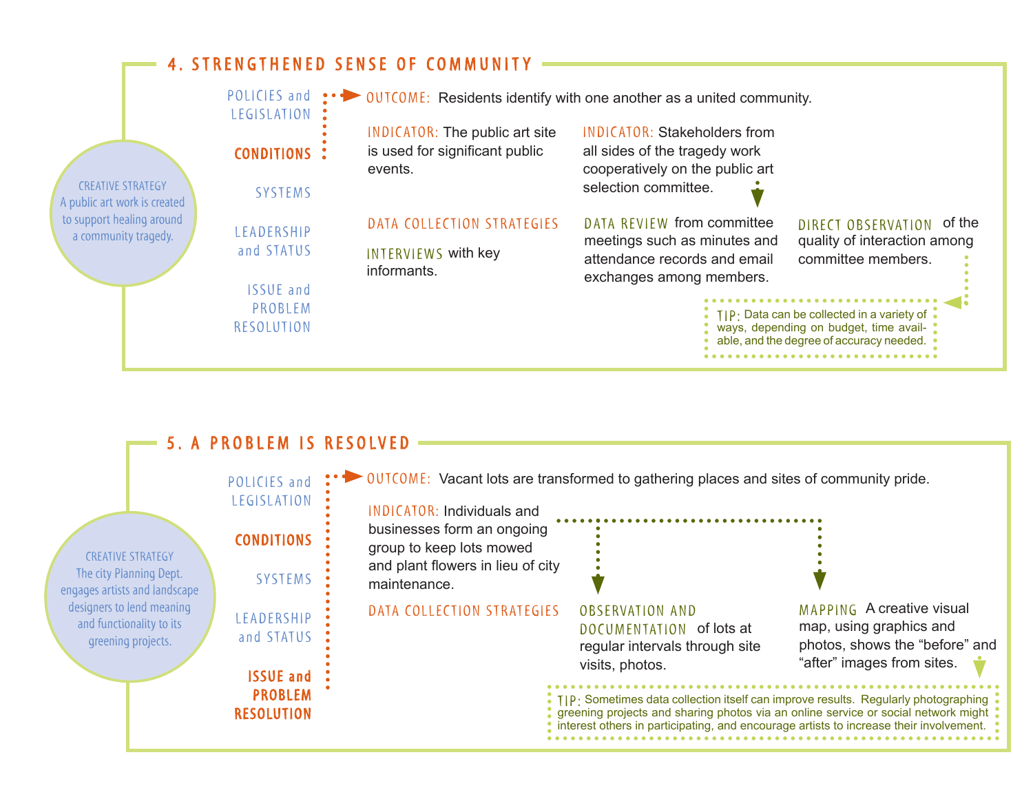## 4. STRENGTHENED SENSE OF COMMUNITY

**CREATIVE STRATEGY**
A public art work is created to support healing around a community tragedy.

- POLICIES and LEGISLATION
- **CONDITIONS**
- SYSTEMS
- LEADERSHIP and STATUS
- ISSUE and PROBLEM RESOLUTION

**OUTCOME:** Residents identify with one another as a united community.

**INDICATOR:** The public art site is used for significant public events.

**INDICATOR:** Stakeholders from all sides of the tragedy work cooperatively on the public art selection committee.

**DATA COLLECTION STRATEGIES**

**INTERVIEWS** with key informants.

**DATA REVIEW** from committee meetings such as minutes and attendance records and email exchanges among members.

**DIRECT OBSERVATION** of the quality of interaction among committee members.

**TIP:** Data can be collected in a variety of ways, depending on budget, time available, and the degree of accuracy needed.

## 5. A PROBLEM IS RESOLVED

**CREATIVE STRATEGY**
The city Planning Dept. engages artists and landscape designers to lend meaning and functionality to its greening projects.

- POLICIES and LEGISLATION
- **CONDITIONS**
- SYSTEMS
- LEADERSHIP and STATUS
- **ISSUE and PROBLEM RESOLUTION**

**OUTCOME:** Vacant lots are transformed to gathering places and sites of community pride.

**INDICATOR:** Individuals and businesses form an ongoing group to keep lots mowed and plant flowers in lieu of city maintenance.

**DATA COLLECTION STRATEGIES**

**OBSERVATION AND DOCUMENTATION** of lots at regular intervals through site visits, photos.

**MAPPING** A creative visual map, using graphics and photos, shows the "before" and "after" images from sites.

**TIP:** Sometimes data collection itself can improve results. Regularly photographing greening projects and sharing photos via an online service or social network might interest others in participating, and encourage artists to increase their involvement.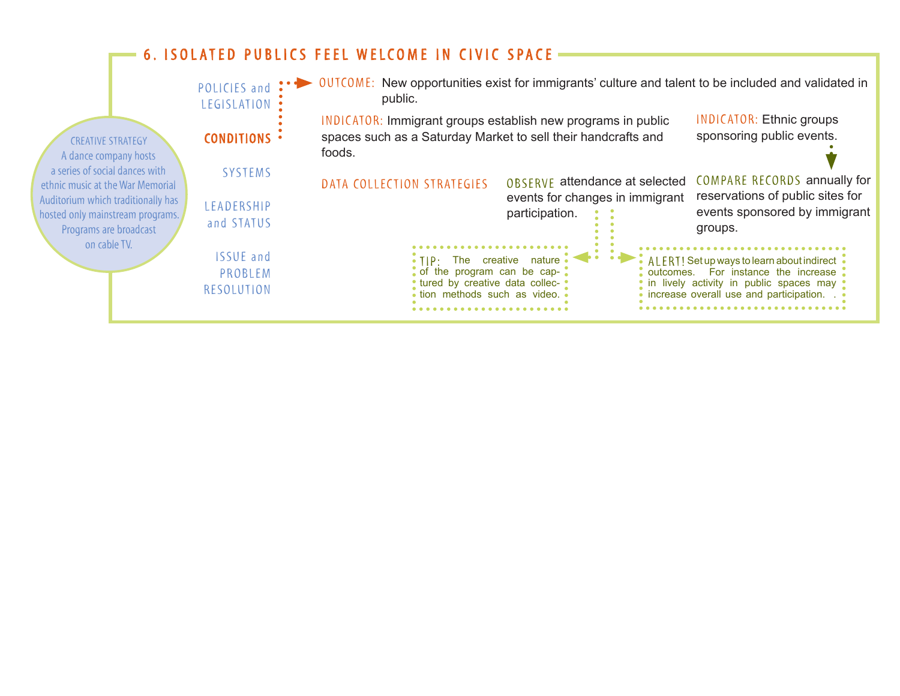## 6. ISOLATED PUBLICS FEEL WELCOME IN CIVIC SPACE

CREATIVE STRATEGY
A dance company hosts a series of social dances with ethnic music at the War Memorial Auditorium which traditionally has hosted only mainstream programs. Programs are broadcast on cable TV.

POLICIES and LEGISLATION

**CONDITIONS**

SYSTEMS

LEADERSHIP and STATUS

ISSUE and PROBLEM RESOLUTION

OUTCOME: New opportunities exist for immigrants' culture and talent to be included and validated in public.

INDICATOR: Immigrant groups establish new programs in public spaces such as a Saturday Market to sell their handcrafts and foods.

INDICATOR: Ethnic groups sponsoring public events.

DATA COLLECTION STRATEGIES

OBSERVE attendance at selected events for changes in immigrant participation.

COMPARE RECORDS annually for reservations of public sites for events sponsored by immigrant groups.

TIP: The creative nature of the program can be captured by creative data collection methods such as video.

ALERT! Set up ways to learn about indirect outcomes. For instance the increase in lively activity in public spaces may increase overall use and participation.